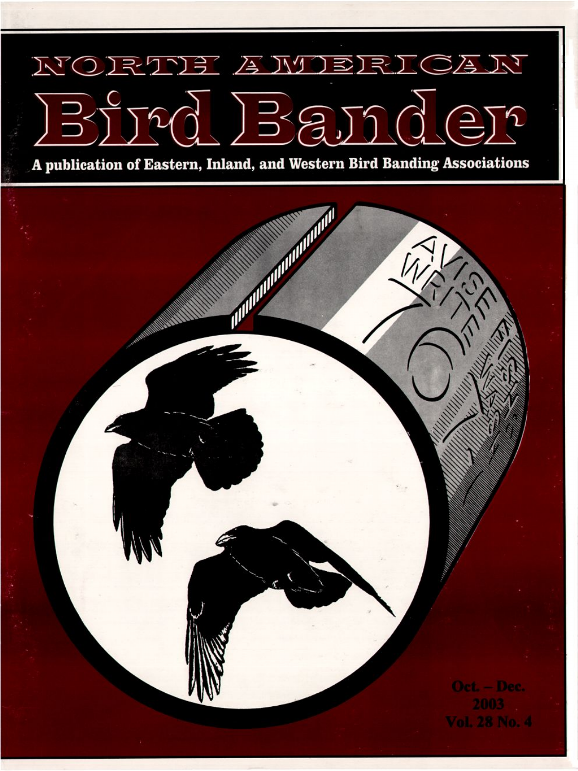# NORTH AMERICAN

# Bird Bander

**A publication of Eastern, Inland, and Western Bird Banding Associations**

Oct. – Dec.
2003
Vol. 28 No. 4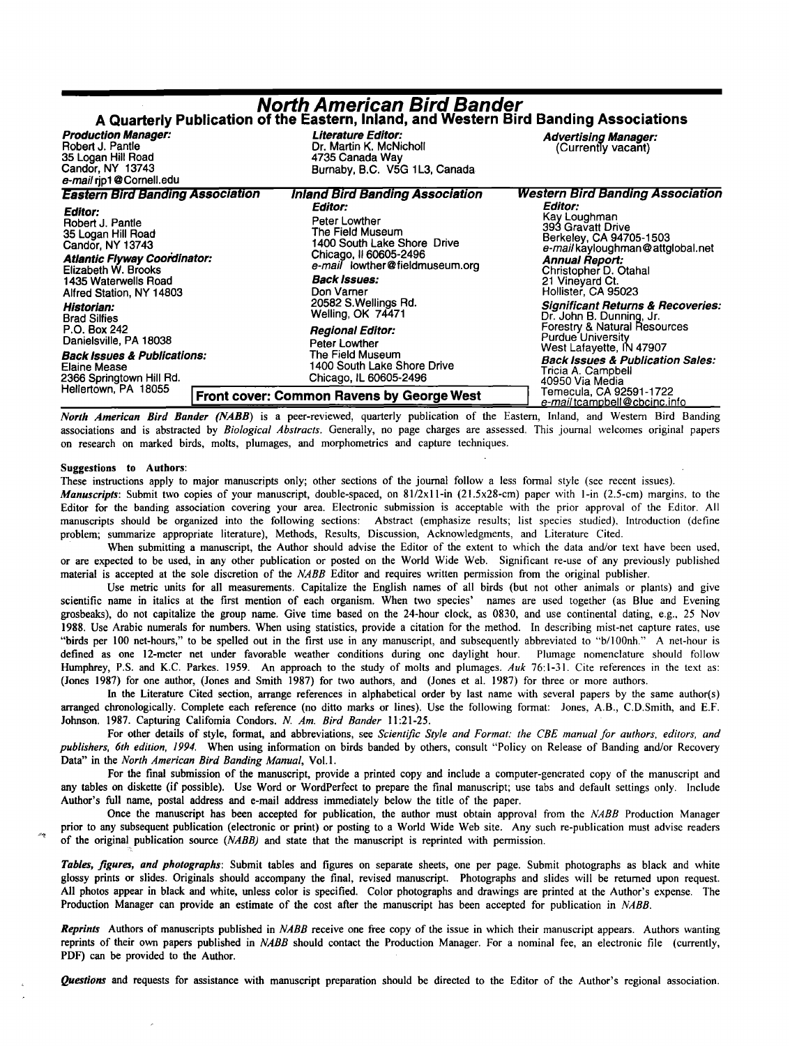# North American Bird Bander

## A Quarterly Publication of the Eastern, Inland, and Western Bird Banding Associations

**Production Manager:**
Robert J. Pantle
35 Logan Hill Road
Candor, NY 13743
*e-mail* rjp1@Cornell.edu

**Literature Editor:**
Dr. Martin K. McNicholl
4735 Canada Way
Burnaby, B.C. V5G 1L3, Canada

**Advertising Manager:**
(Currently vacant)

### Eastern Bird Banding Association

**Editor:**
Robert J. Pantle
35 Logan Hill Road
Candor, NY 13743

**Atlantic Flyway Coordinator:**
Elizabeth W. Brooks
1435 Waterwells Road
Alfred Station, NY 14803

**Historian:**
Brad Silfies
P.O. Box 242
Danielsville, PA 18038

**Back Issues & Publications:**
Elaine Mease
2366 Springtown Hill Rd.
Hellertown, PA 18055

### Inland Bird Banding Association

**Editor:**
Peter Lowther
The Field Museum
1400 South Lake Shore Drive
Chicago, Il 60605-2496
*e-mail* lowther@fieldmuseum.org

**Back Issues:**
Don Varner
20582 S.Wellings Rd.
Welling, OK 74471

**Regional Editor:**
Peter Lowther
The Field Museum
1400 South Lake Shore Drive
Chicago, IL 60605-2496

### Western Bird Banding Association

**Editor:**
Kay Loughman
393 Gravatt Drive
Berkeley, CA 94705-1503
*e-mail* kayloughman@attglobal.net

**Annual Report:**
Christopher D. Otahal
21 Vineyard Ct.
Hollister, CA 95023

**Significant Returns & Recoveries:**
Dr. John B. Dunning, Jr.
Forestry & Natural Resources
Purdue University
West Lafayette, IN 47907

**Back Issues & Publication Sales:**
Tricia A. Campbell
40950 Via Media
Temecula, CA 92591-1722
*e-mail* tcampbell@cbcinc.info

**Front cover: Common Ravens by George West**

*North American Bird Bander (NABB)* is a peer-reviewed, quarterly publication of the Eastern, Inland, and Western Bird Banding associations and is abstracted by *Biological Abstracts*. Generally, no page charges are assessed. This journal welcomes original papers on research on marked birds, molts, plumages, and morphometrics and capture techniques.

**Suggestions to Authors**:

These instructions apply to major manuscripts only; other sections of the journal follow a less formal style (see recent issues).

***Manuscripts***: Submit two copies of your manuscript, double-spaced, on 81/2x11-in (21.5x28-cm) paper with 1-in (2.5-cm) margins, to the Editor for the banding association covering your area. Electronic submission is acceptable with the prior approval of the Editor. All manuscripts should be organized into the following sections: Abstract (emphasize results; list species studied), Introduction (define problem; summarize appropriate literature), Methods, Results, Discussion, Acknowledgments, and Literature Cited.

When submitting a manuscript, the Author should advise the Editor of the extent to which the data and/or text have been used, or are expected to be used, in any other publication or posted on the World Wide Web. Significant re-use of any previously published material is accepted at the sole discretion of the *NABB* Editor and requires written permission from the original publisher.

Use metric units for all measurements. Capitalize the English names of all birds (but not other animals or plants) and give scientific name in italics at the first mention of each organism. When two species' names are used together (as Blue and Evening grosbeaks), do not capitalize the group name. Give time based on the 24-hour clock, as 0830, and use continental dating, e.g., 25 Nov 1988. Use Arabic numerals for numbers. When using statistics, provide a citation for the method. In describing mist-net capture rates, use "birds per 100 net-hours," to be spelled out in the first use in any manuscript, and subsequently abbreviated to "b/100nh." A net-hour is defined as one 12-meter net under favorable weather conditions during one daylight hour. Plumage nomenclature should follow Humphrey, P.S. and K.C. Parkes. 1959. An approach to the study of molts and plumages. *Auk* 76:1-31. Cite references in the text as: (Jones 1987) for one author, (Jones and Smith 1987) for two authors, and (Jones et al. 1987) for three or more authors.

In the Literature Cited section, arrange references in alphabetical order by last name with several papers by the same author(s) arranged chronologically. Complete each reference (no ditto marks or lines). Use the following format: Jones, A.B., C.D.Smith, and E.F. Johnson. 1987. Capturing California Condors. *N. Am. Bird Bander* 11:21-25.

For other details of style, format, and abbreviations, see *Scientific Style and Format: the CBE manual for authors, editors, and publishers, 6th edition, 1994.* When using information on birds banded by others, consult "Policy on Release of Banding and/or Recovery Data" in the *North American Bird Banding Manual*, Vol.1.

For the final submission of the manuscript, provide a printed copy and include a computer-generated copy of the manuscript and any tables on diskette (if possible). Use Word or WordPerfect to prepare the final manuscript; use tabs and default settings only. Include Author's full name, postal address and e-mail address immediately below the title of the paper.

Once the manuscript has been accepted for publication, the author must obtain approval from the *NABB* Production Manager prior to any subsequent publication (electronic or print) or posting to a World Wide Web site. Any such re-publication must advise readers of the original publication source (*NABB)* and state that the manuscript is reprinted with permission.

***Tables, figures, and photographs***: Submit tables and figures on separate sheets, one per page. Submit photographs as black and white glossy prints or slides. Originals should accompany the final, revised manuscript. Photographs and slides will be returned upon request. All photos appear in black and white, unless color is specified. Color photographs and drawings are printed at the Author's expense. The Production Manager can provide an estimate of the cost after the manuscript has been accepted for publication in *NABB*.

***Reprints*** Authors of manuscripts published in *NABB* receive one free copy of the issue in which their manuscript appears. Authors wanting reprints of their own papers published in *NABB* should contact the Production Manager. For a nominal fee, an electronic file (currently, PDF) can be provided to the Author.

***Questions*** and requests for assistance with manuscript preparation should be directed to the Editor of the Author's regional association.